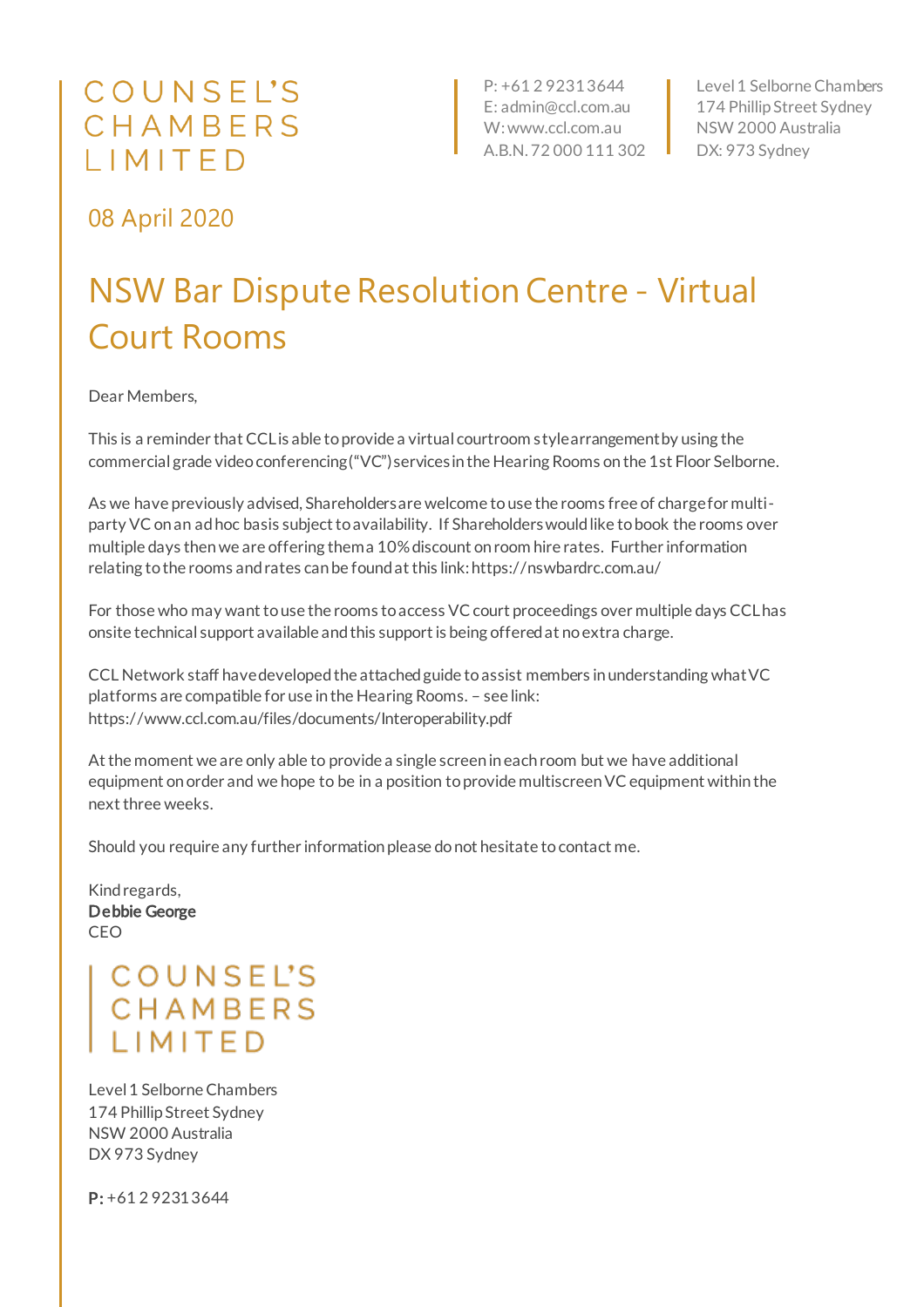COUNSEL'S
CHAMBERS
LIMITED

P: +61 2 9231 3644
E: admin@ccl.com.au
W: www.ccl.com.au
A.B.N. 72 000 111 302

Level 1 Selborne Chambers
174 Phillip Street Sydney
NSW 2000 Australia
DX: 973 Sydney

08 April 2020

# NSW Bar Dispute Resolution Centre - Virtual Court Rooms

Dear Members,

This is a reminder that CCL is able to provide a virtual courtroom style arrangement by using the commercial grade video conferencing ("VC") services in the Hearing Rooms on the 1st Floor Selborne.

As we have previously advised, Shareholders are welcome to use the rooms free of charge for multi-party VC on an ad hoc basis subject to availability. If Shareholders would like to book the rooms over multiple days then we are offering them a 10% discount on room hire rates. Further information relating to the rooms and rates can be found at this link: https://nswbardrc.com.au/

For those who may want to use the rooms to access VC court proceedings over multiple days CCL has onsite technical support available and this support is being offered at no extra charge.

CCL Network staff have developed the attached guide to assist members in understanding what VC platforms are compatible for use in the Hearing Rooms. – see link: https://www.ccl.com.au/files/documents/Interoperability.pdf

At the moment we are only able to provide a single screen in each room but we have additional equipment on order and we hope to be in a position to provide multiscreen VC equipment within the next three weeks.

Should you require any further information please do not hesitate to contact me.

Kind regards,
**Debbie George**
CEO

COUNSEL'S
CHAMBERS
LIMITED

Level 1 Selborne Chambers
174 Phillip Street Sydney
NSW 2000 Australia
DX 973 Sydney

**P:** +61 2 9231 3644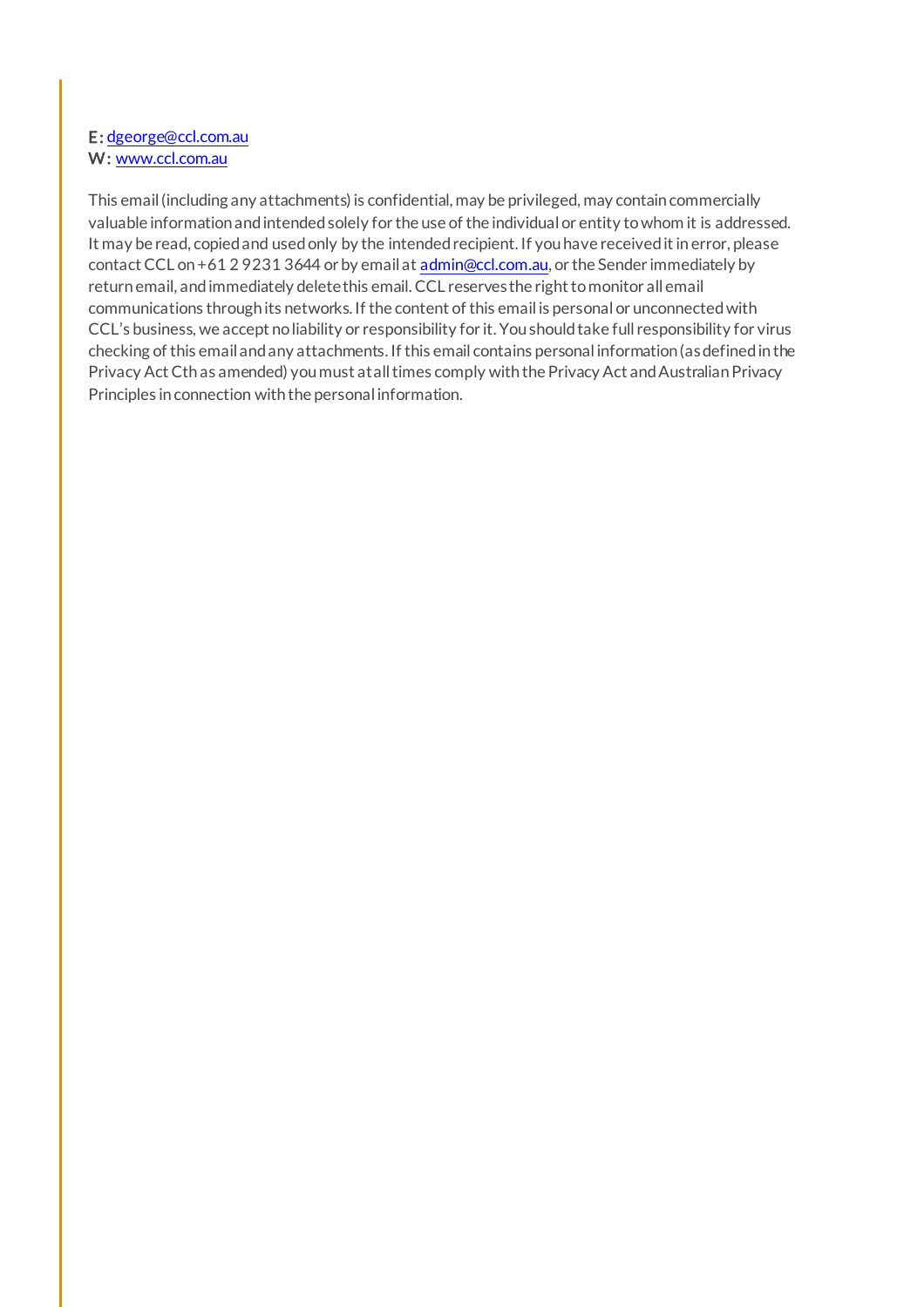**E:** dgeorge@ccl.com.au
**W:** www.ccl.com.au

This email (including any attachments) is confidential, may be privileged, may contain commercially valuable information and intended solely for the use of the individual or entity to whom it is addressed. It may be read, copied and used only by the intended recipient. If you have received it in error, please contact CCL on +61 2 9231 3644 or by email at admin@ccl.com.au, or the Sender immediately by return email, and immediately delete this email. CCL reserves the right to monitor all email communications through its networks. If the content of this email is personal or unconnected with CCL's business, we accept no liability or responsibility for it. You should take full responsibility for virus checking of this email and any attachments. If this email contains personal information (as defined in the Privacy Act Cth as amended) you must at all times comply with the Privacy Act and Australian Privacy Principles in connection with the personal information.